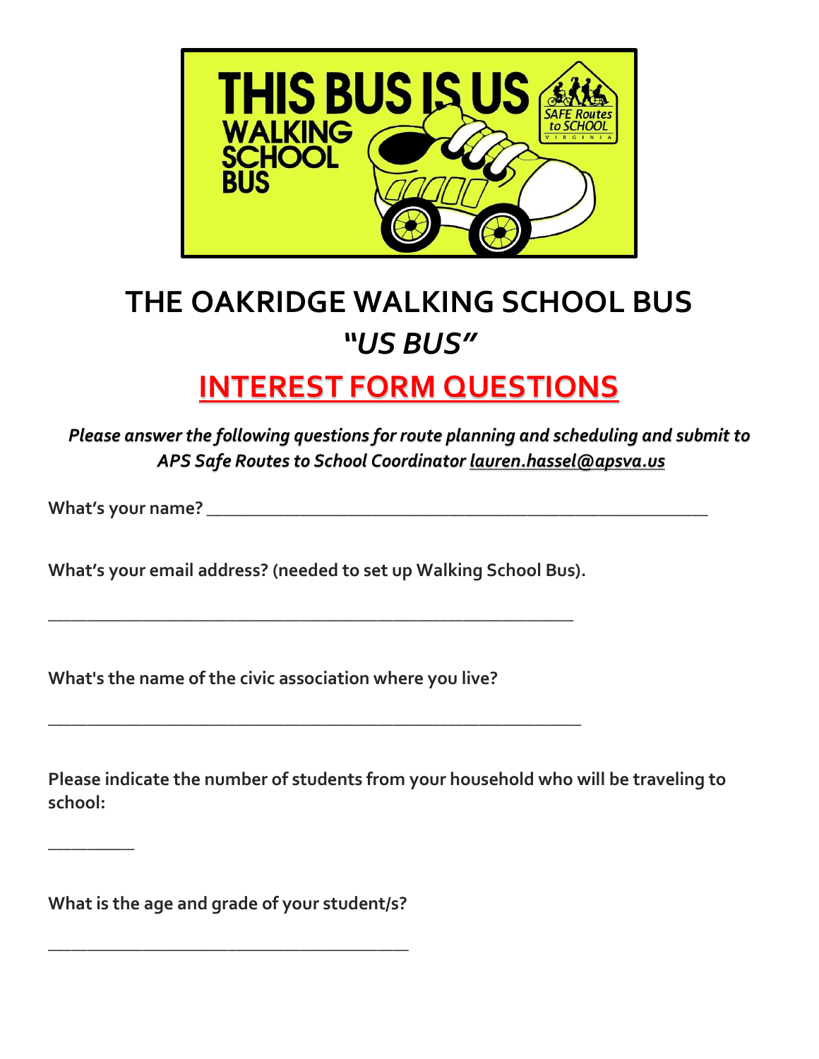# THE OAKRIDGE WALKING SCHOOL BUS

## *"US BUS"*

## INTEREST FORM QUESTIONS

***Please answer the following questions for route planning and scheduling and submit to APS Safe Routes to School Coordinator lauren.hassel@apsva.us***

**What's your name?** ___________________________________________________________

**What's your email address? (needed to set up Walking School Bus).**

___________________________________________________________

**What's the name of the civic association where you live?**

___________________________________________________________

**Please indicate the number of students from your household who will be traveling to school:**

__________

**What is the age and grade of your student/s?**

_________________________________________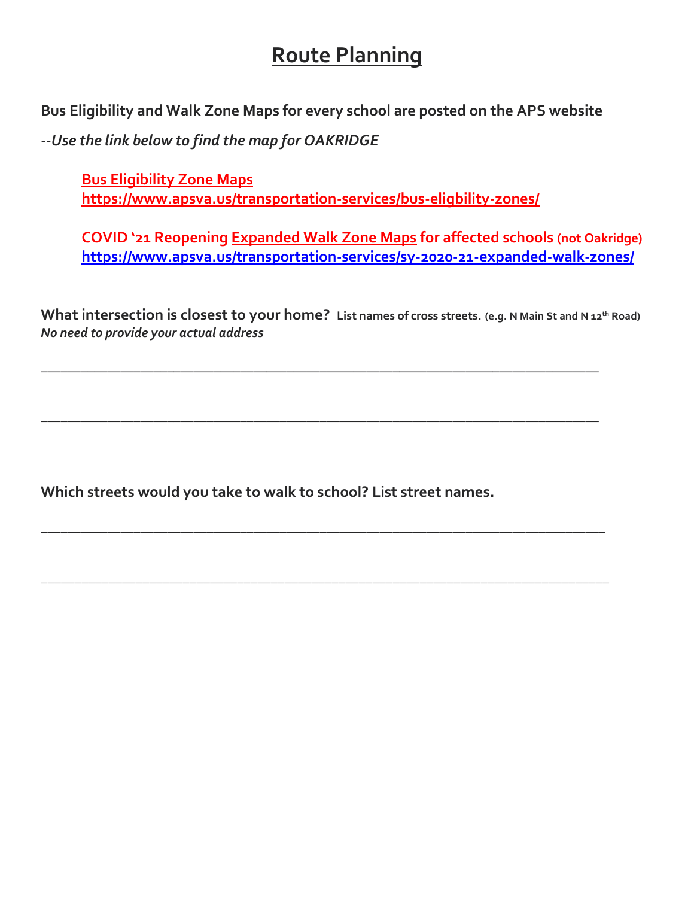# Route Planning

**Bus Eligibility and Walk Zone Maps for every school are posted on the APS website**

***--Use the link below to find the map for OAKRIDGE***

> **Bus Eligibility Zone Maps**
> **https://www.apsva.us/transportation-services/bus-eligbility-zones/**
>
> **COVID '21 Reopening Expanded Walk Zone Maps for affected schools (not Oakridge)**
> **https://www.apsva.us/transportation-services/sy-2020-21-expanded-walk-zones/**

**What intersection is closest to your home?** **List names of cross streets.** **(e.g. N Main St and N 12th Road)**
*No need to provide your actual address*

______________________________________________________________________________

______________________________________________________________________________

**Which streets would you take to walk to school? List street names.**

______________________________________________________________________________

______________________________________________________________________________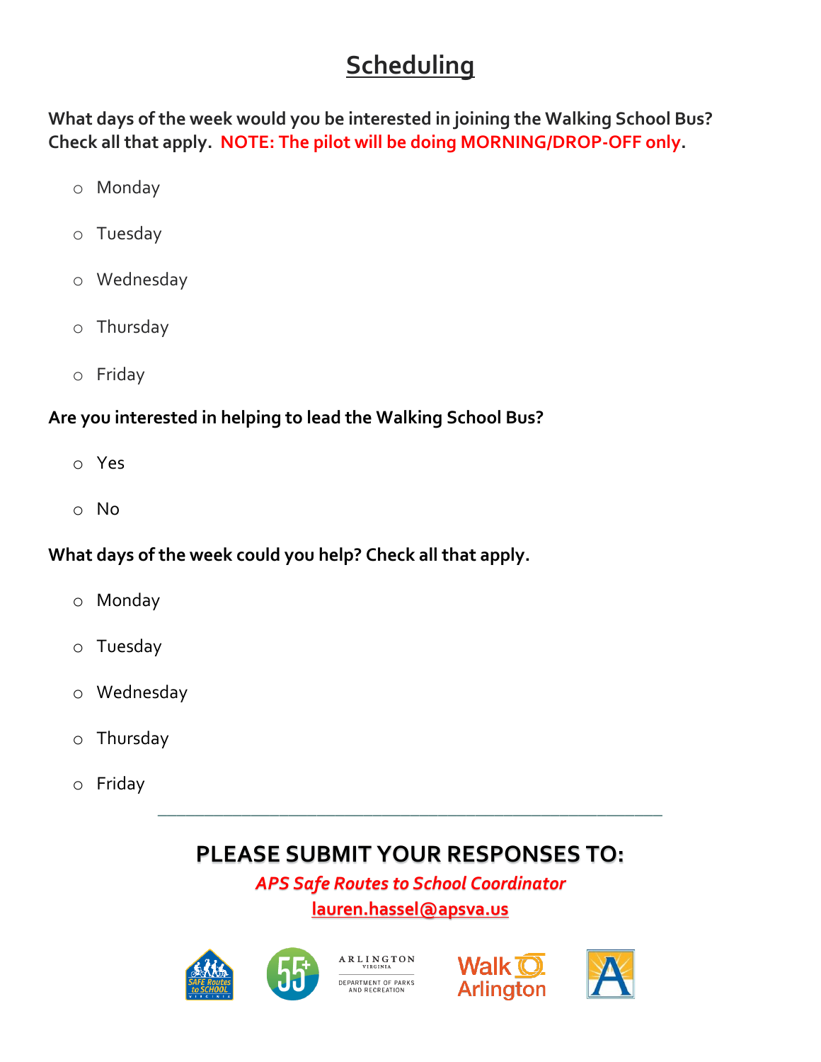# Scheduling

**What days of the week would you be interested in joining the Walking School Bus? Check all that apply. NOTE: The pilot will be doing MORNING/DROP-OFF only.**

- Monday
- Tuesday
- Wednesday
- Thursday
- Friday

**Are you interested in helping to lead the Walking School Bus?**

- Yes
- No

**What days of the week could you help? Check all that apply.**

- Monday
- Tuesday
- Wednesday
- Thursday
- Friday

---

## PLEASE SUBMIT YOUR RESPONSES TO:

***APS Safe Routes to School Coordinator***

**lauren.hassel@apsva.us**

SAFE Routes to SCHOOL VIRGINIA

55+

ARLINGTON VIRGINIA DEPARTMENT OF PARKS AND RECREATION

Walk Arlington